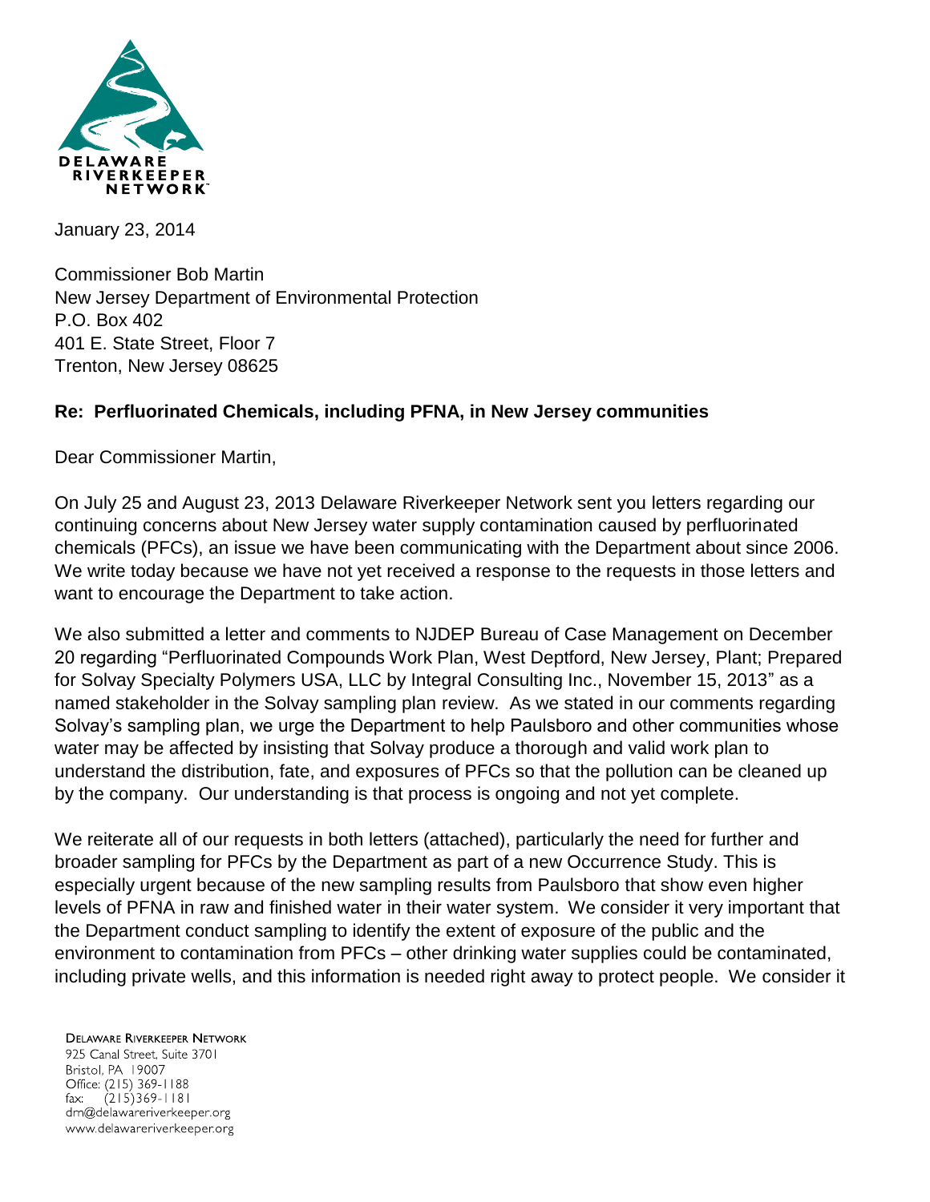DELAWARE RIVERKEEPER NETWORK

January 23, 2014

Commissioner Bob Martin
New Jersey Department of Environmental Protection
P.O. Box 402
401 E. State Street, Floor 7
Trenton, New Jersey 08625

**Re: Perfluorinated Chemicals, including PFNA, in New Jersey communities**

Dear Commissioner Martin,

On July 25 and August 23, 2013 Delaware Riverkeeper Network sent you letters regarding our continuing concerns about New Jersey water supply contamination caused by perfluorinated chemicals (PFCs), an issue we have been communicating with the Department about since 2006. We write today because we have not yet received a response to the requests in those letters and want to encourage the Department to take action.

We also submitted a letter and comments to NJDEP Bureau of Case Management on December 20 regarding "Perfluorinated Compounds Work Plan, West Deptford, New Jersey, Plant; Prepared for Solvay Specialty Polymers USA, LLC by Integral Consulting Inc., November 15, 2013" as a named stakeholder in the Solvay sampling plan review. As we stated in our comments regarding Solvay's sampling plan, we urge the Department to help Paulsboro and other communities whose water may be affected by insisting that Solvay produce a thorough and valid work plan to understand the distribution, fate, and exposures of PFCs so that the pollution can be cleaned up by the company. Our understanding is that process is ongoing and not yet complete.

We reiterate all of our requests in both letters (attached), particularly the need for further and broader sampling for PFCs by the Department as part of a new Occurrence Study. This is especially urgent because of the new sampling results from Paulsboro that show even higher levels of PFNA in raw and finished water in their water system. We consider it very important that the Department conduct sampling to identify the extent of exposure of the public and the environment to contamination from PFCs – other drinking water supplies could be contaminated, including private wells, and this information is needed right away to protect people. We consider it

DELAWARE RIVERKEEPER NETWORK
925 Canal Street, Suite 3701
Bristol, PA 19007
Office: (215) 369-1188
fax: (215)369-1181
drn@delawareriverkeeper.org
www.delawareriverkeeper.org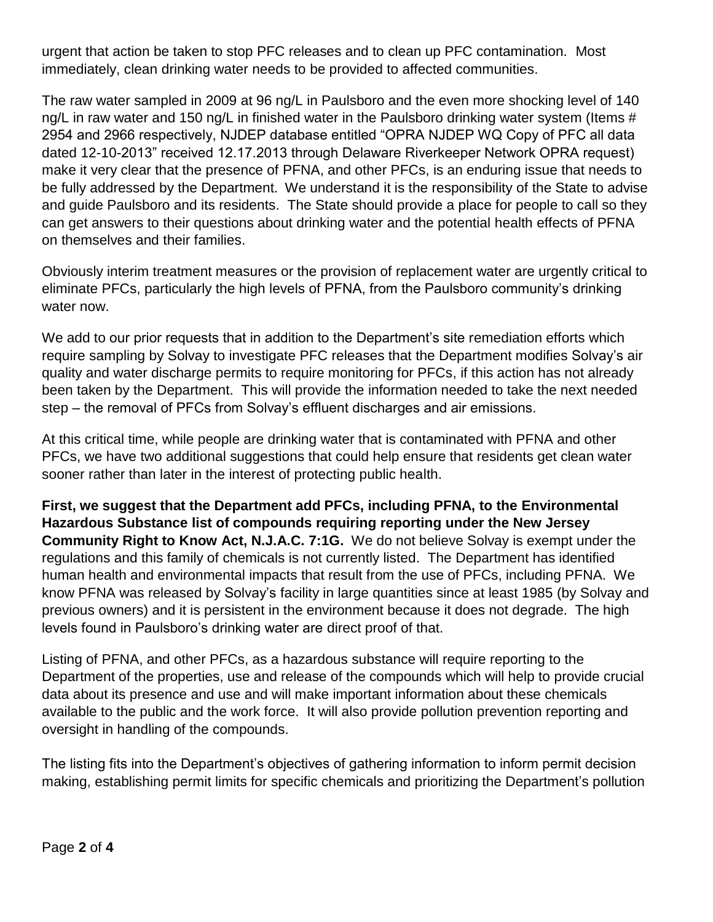urgent that action be taken to stop PFC releases and to clean up PFC contamination. Most immediately, clean drinking water needs to be provided to affected communities.

The raw water sampled in 2009 at 96 ng/L in Paulsboro and the even more shocking level of 140 ng/L in raw water and 150 ng/L in finished water in the Paulsboro drinking water system (Items # 2954 and 2966 respectively, NJDEP database entitled "OPRA NJDEP WQ Copy of PFC all data dated 12-10-2013" received 12.17.2013 through Delaware Riverkeeper Network OPRA request) make it very clear that the presence of PFNA, and other PFCs, is an enduring issue that needs to be fully addressed by the Department. We understand it is the responsibility of the State to advise and guide Paulsboro and its residents. The State should provide a place for people to call so they can get answers to their questions about drinking water and the potential health effects of PFNA on themselves and their families.

Obviously interim treatment measures or the provision of replacement water are urgently critical to eliminate PFCs, particularly the high levels of PFNA, from the Paulsboro community's drinking water now.

We add to our prior requests that in addition to the Department's site remediation efforts which require sampling by Solvay to investigate PFC releases that the Department modifies Solvay's air quality and water discharge permits to require monitoring for PFCs, if this action has not already been taken by the Department. This will provide the information needed to take the next needed step – the removal of PFCs from Solvay's effluent discharges and air emissions.

At this critical time, while people are drinking water that is contaminated with PFNA and other PFCs, we have two additional suggestions that could help ensure that residents get clean water sooner rather than later in the interest of protecting public health.

**First, we suggest that the Department add PFCs, including PFNA, to the Environmental Hazardous Substance list of compounds requiring reporting under the New Jersey Community Right to Know Act, N.J.A.C. 7:1G.** We do not believe Solvay is exempt under the regulations and this family of chemicals is not currently listed. The Department has identified human health and environmental impacts that result from the use of PFCs, including PFNA. We know PFNA was released by Solvay's facility in large quantities since at least 1985 (by Solvay and previous owners) and it is persistent in the environment because it does not degrade. The high levels found in Paulsboro's drinking water are direct proof of that.

Listing of PFNA, and other PFCs, as a hazardous substance will require reporting to the Department of the properties, use and release of the compounds which will help to provide crucial data about its presence and use and will make important information about these chemicals available to the public and the work force. It will also provide pollution prevention reporting and oversight in handling of the compounds.

The listing fits into the Department's objectives of gathering information to inform permit decision making, establishing permit limits for specific chemicals and prioritizing the Department's pollution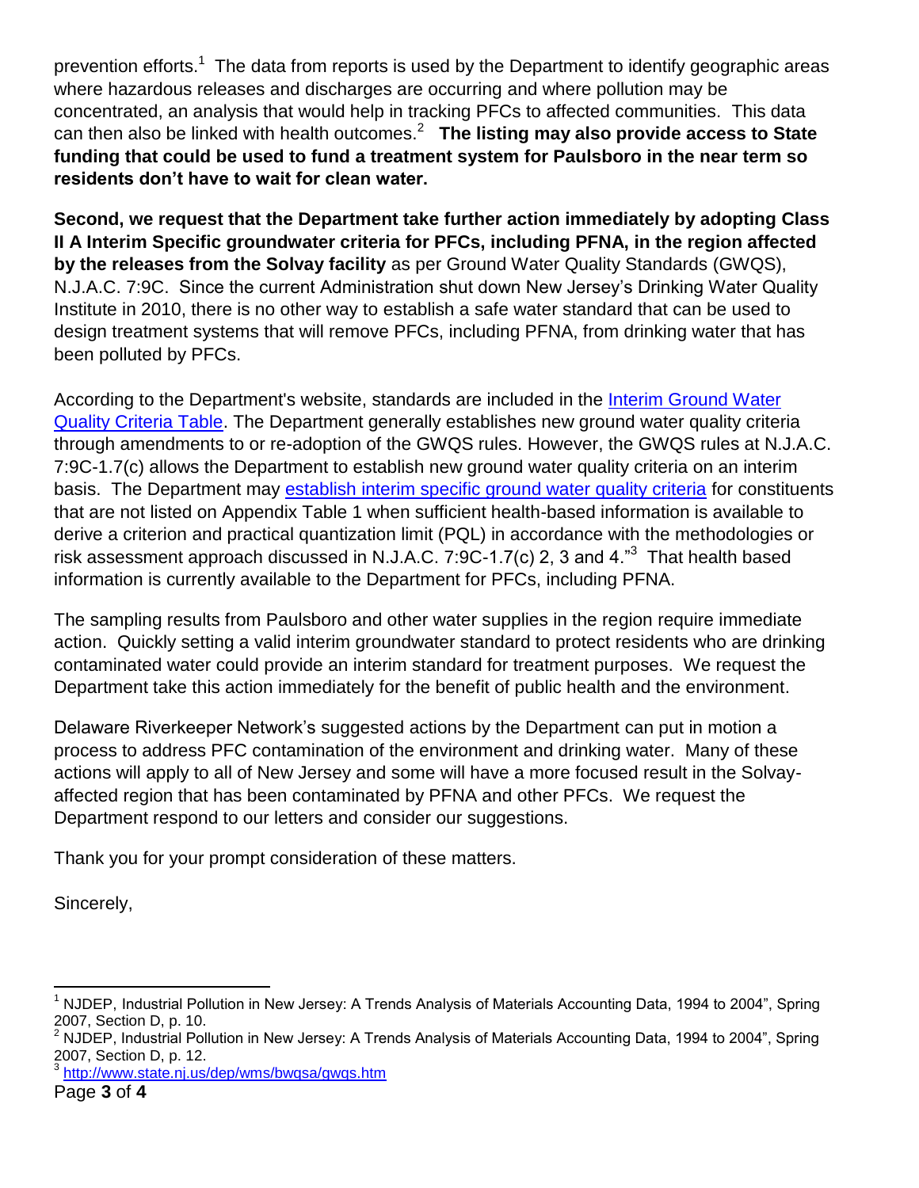prevention efforts.[1] The data from reports is used by the Department to identify geographic areas where hazardous releases and discharges are occurring and where pollution may be concentrated, an analysis that would help in tracking PFCs to affected communities. This data can then also be linked with health outcomes.[2] **The listing may also provide access to State funding that could be used to fund a treatment system for Paulsboro in the near term so residents don't have to wait for clean water.**

**Second, we request that the Department take further action immediately by adopting Class II A Interim Specific groundwater criteria for PFCs, including PFNA, in the region affected by the releases from the Solvay facility** as per Ground Water Quality Standards (GWQS), N.J.A.C. 7:9C. Since the current Administration shut down New Jersey's Drinking Water Quality Institute in 2010, there is no other way to establish a safe water standard that can be used to design treatment systems that will remove PFCs, including PFNA, from drinking water that has been polluted by PFCs.

According to the Department's website, standards are included in the Interim Ground Water Quality Criteria Table. The Department generally establishes new ground water quality criteria through amendments to or re-adoption of the GWQS rules. However, the GWQS rules at N.J.A.C. 7:9C-1.7(c) allows the Department to establish new ground water quality criteria on an interim basis. The Department may establish interim specific ground water quality criteria for constituents that are not listed on Appendix Table 1 when sufficient health-based information is available to derive a criterion and practical quantization limit (PQL) in accordance with the methodologies or risk assessment approach discussed in N.J.A.C. 7:9C-1.7(c) 2, 3 and 4."[3] That health based information is currently available to the Department for PFCs, including PFNA.

The sampling results from Paulsboro and other water supplies in the region require immediate action. Quickly setting a valid interim groundwater standard to protect residents who are drinking contaminated water could provide an interim standard for treatment purposes. We request the Department take this action immediately for the benefit of public health and the environment.

Delaware Riverkeeper Network's suggested actions by the Department can put in motion a process to address PFC contamination of the environment and drinking water. Many of these actions will apply to all of New Jersey and some will have a more focused result in the Solvay-affected region that has been contaminated by PFNA and other PFCs. We request the Department respond to our letters and consider our suggestions.

Thank you for your prompt consideration of these matters.

Sincerely,

---

[1] NJDEP, Industrial Pollution in New Jersey: A Trends Analysis of Materials Accounting Data, 1994 to 2004", Spring 2007, Section D, p. 10.

[2] NJDEP, Industrial Pollution in New Jersey: A Trends Analysis of Materials Accounting Data, 1994 to 2004", Spring 2007, Section D, p. 12.

[3] http://www.state.nj.us/dep/wms/bwqsa/gwqs.htm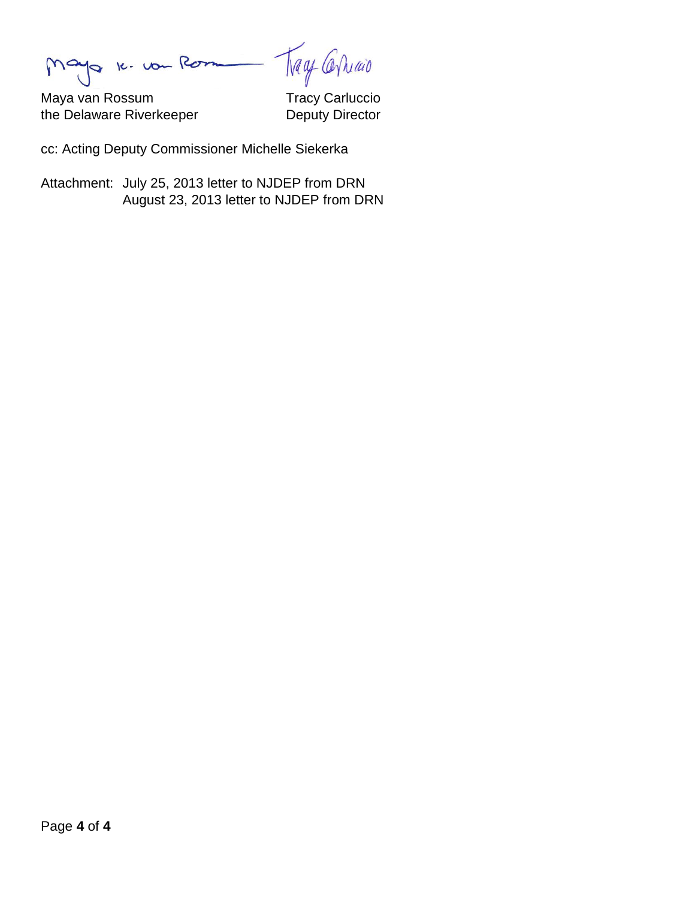Maya van Rossum
the Delaware Riverkeeper

Tracy Carluccio
Deputy Director

cc: Acting Deputy Commissioner Michelle Siekerka

Attachment: July 25, 2013 letter to NJDEP from DRN
August 23, 2013 letter to NJDEP from DRN